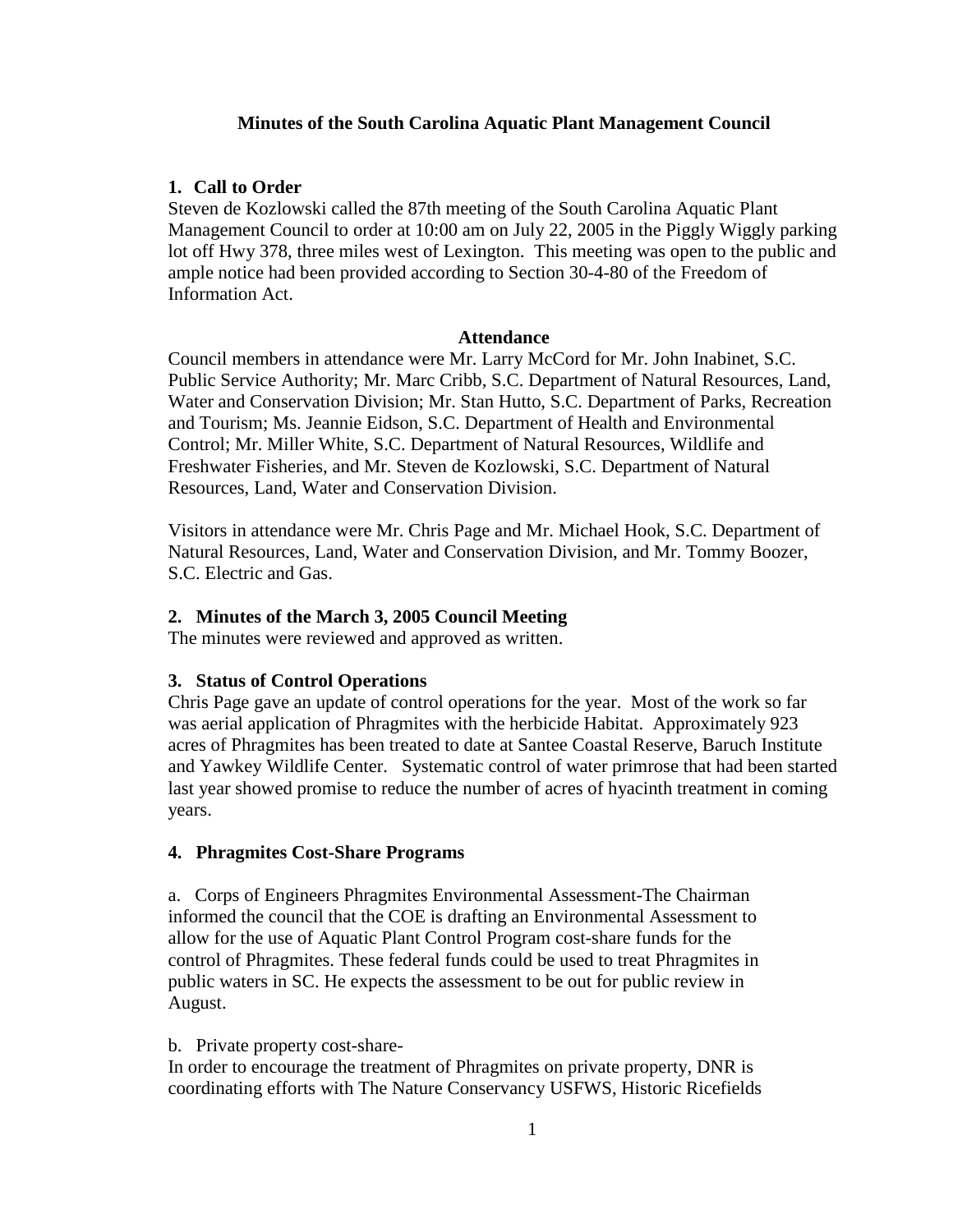**Minutes of the South Carolina Aquatic Plant Management Council**

**1. Call to Order**

Steven de Kozlowski called the 87th meeting of the South Carolina Aquatic Plant Management Council to order at 10:00 am on July 22, 2005 in the Piggly Wiggly parking lot off Hwy 378, three miles west of Lexington. This meeting was open to the public and ample notice had been provided according to Section 30-4-80 of the Freedom of Information Act.

**Attendance**

Council members in attendance were Mr. Larry McCord for Mr. John Inabinet, S.C. Public Service Authority; Mr. Marc Cribb, S.C. Department of Natural Resources, Land, Water and Conservation Division; Mr. Stan Hutto, S.C. Department of Parks, Recreation and Tourism; Ms. Jeannie Eidson, S.C. Department of Health and Environmental Control; Mr. Miller White, S.C. Department of Natural Resources, Wildlife and Freshwater Fisheries, and Mr. Steven de Kozlowski, S.C. Department of Natural Resources, Land, Water and Conservation Division.

Visitors in attendance were Mr. Chris Page and Mr. Michael Hook, S.C. Department of Natural Resources, Land, Water and Conservation Division, and Mr. Tommy Boozer, S.C. Electric and Gas.

**2. Minutes of the March 3, 2005 Council Meeting**

The minutes were reviewed and approved as written.

**3. Status of Control Operations**

Chris Page gave an update of control operations for the year. Most of the work so far was aerial application of Phragmites with the herbicide Habitat. Approximately 923 acres of Phragmites has been treated to date at Santee Coastal Reserve, Baruch Institute and Yawkey Wildlife Center. Systematic control of water primrose that had been started last year showed promise to reduce the number of acres of hyacinth treatment in coming years.

**4. Phragmites Cost-Share Programs**

a. Corps of Engineers Phragmites Environmental Assessment-The Chairman informed the council that the COE is drafting an Environmental Assessment to allow for the use of Aquatic Plant Control Program cost-share funds for the control of Phragmites. These federal funds could be used to treat Phragmites in public waters in SC. He expects the assessment to be out for public review in August.

b. Private property cost-share-

In order to encourage the treatment of Phragmites on private property, DNR is coordinating efforts with The Nature Conservancy USFWS, Historic Ricefields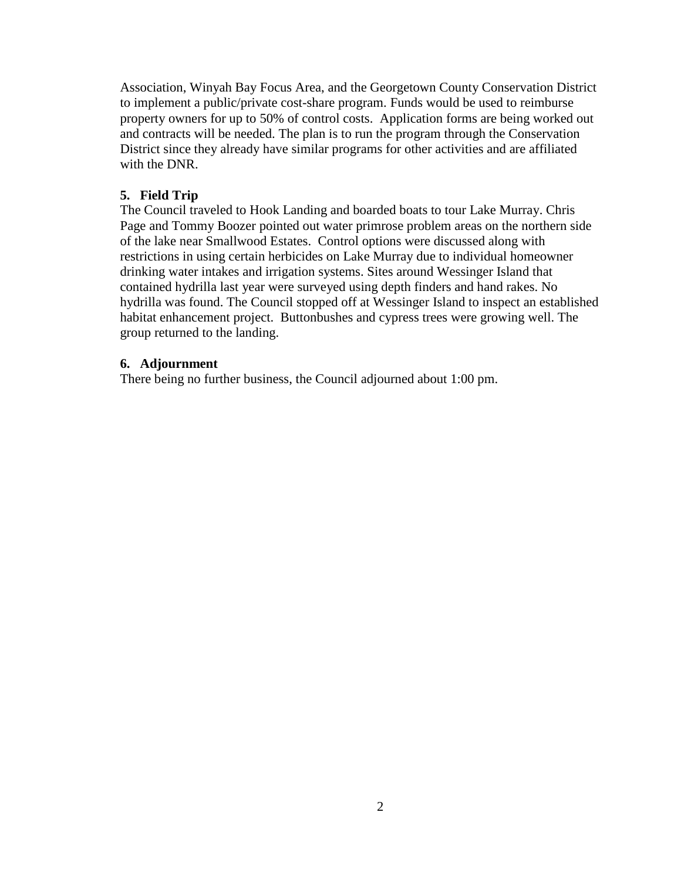Association, Winyah Bay Focus Area, and the Georgetown County Conservation District to implement a public/private cost-share program. Funds would be used to reimburse property owners for up to 50% of control costs. Application forms are being worked out and contracts will be needed. The plan is to run the program through the Conservation District since they already have similar programs for other activities and are affiliated with the DNR.

**5. Field Trip**

The Council traveled to Hook Landing and boarded boats to tour Lake Murray. Chris Page and Tommy Boozer pointed out water primrose problem areas on the northern side of the lake near Smallwood Estates. Control options were discussed along with restrictions in using certain herbicides on Lake Murray due to individual homeowner drinking water intakes and irrigation systems. Sites around Wessinger Island that contained hydrilla last year were surveyed using depth finders and hand rakes. No hydrilla was found. The Council stopped off at Wessinger Island to inspect an established habitat enhancement project. Buttonbushes and cypress trees were growing well. The group returned to the landing.

**6. Adjournment**

There being no further business, the Council adjourned about 1:00 pm.